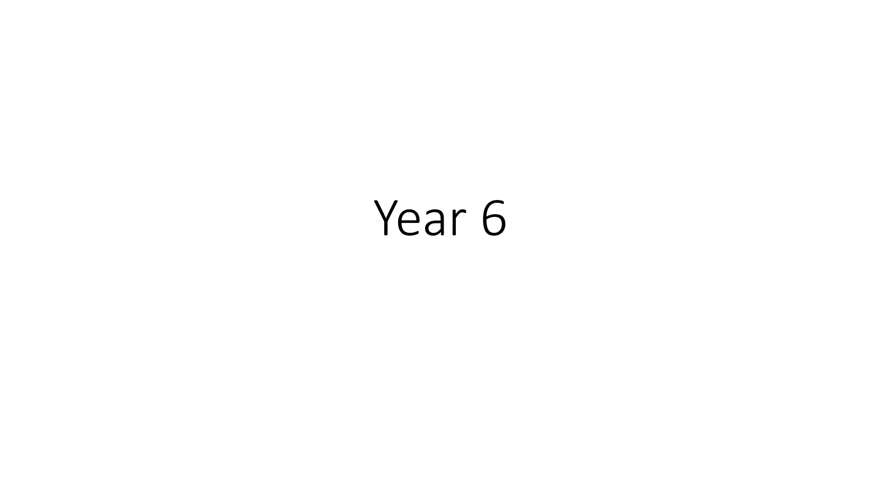# Year 6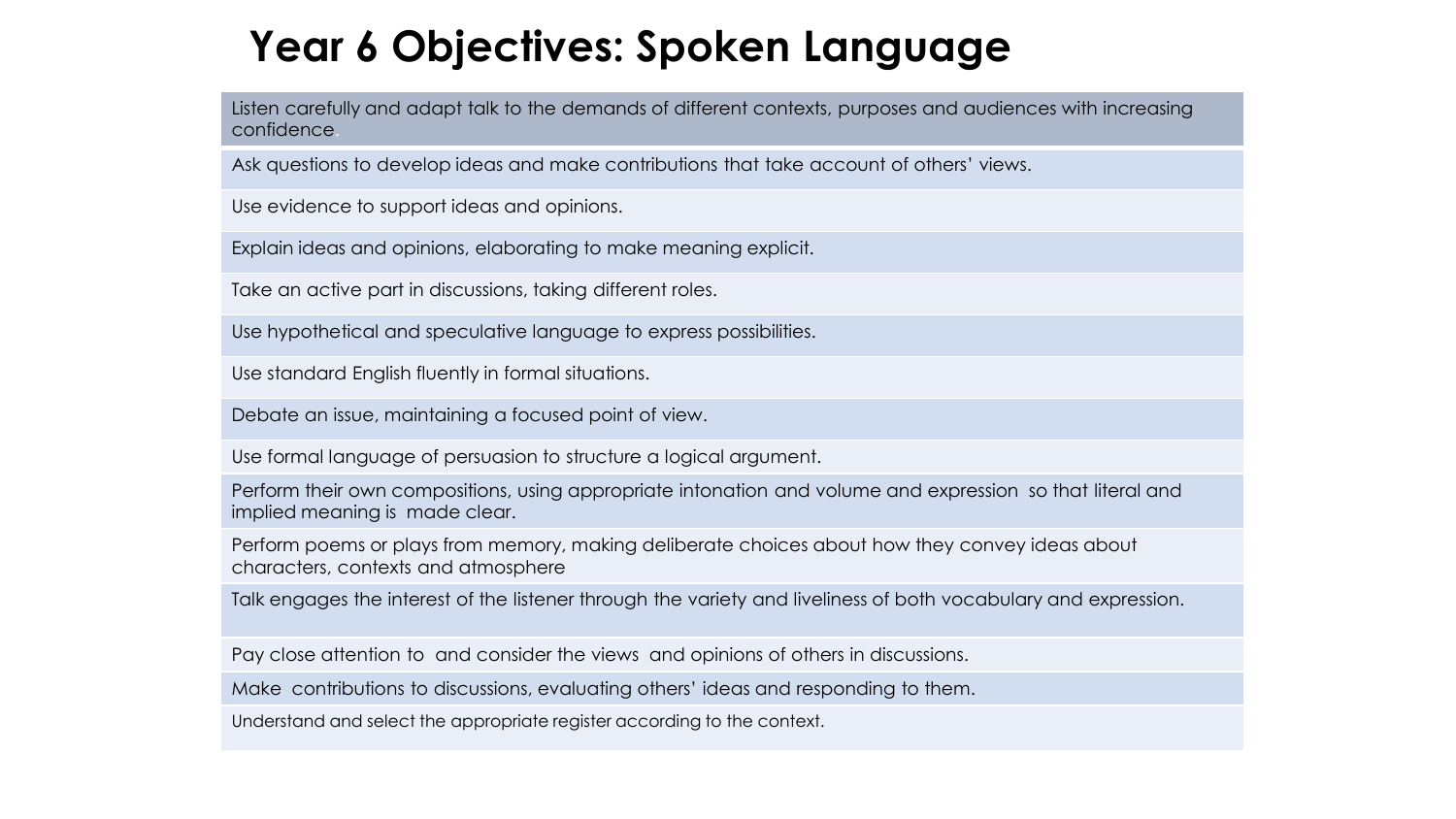# Year 6 Objectives: Spoken Language

| Listen carefully and adapt talk to the demands of different contexts, purposes and audiences with increasing confidence |
| --- |
| Ask questions to develop ideas and make contributions that take account of others' views. |
| Use evidence to support ideas and opinions. |
| Explain ideas and opinions, elaborating to make meaning explicit. |
| Take an active part in discussions, taking different roles. |
| Use hypothetical and speculative language to express possibilities. |
| Use standard English fluently in formal situations. |
| Debate an issue, maintaining a focused point of view. |
| Use formal language of persuasion to structure a logical argument. |
| Perform their own compositions, using appropriate intonation and volume and expression so that literal and implied meaning is made clear. |
| Perform poems or plays from memory, making deliberate choices about how they convey ideas about characters, contexts and atmosphere |
| Talk engages the interest of the listener through the variety and liveliness of both vocabulary and expression. |
| Pay close attention to and consider the views and opinions of others in discussions. |
| Make contributions to discussions, evaluating others' ideas and responding to them. |
| Understand and select the appropriate register according to the context. |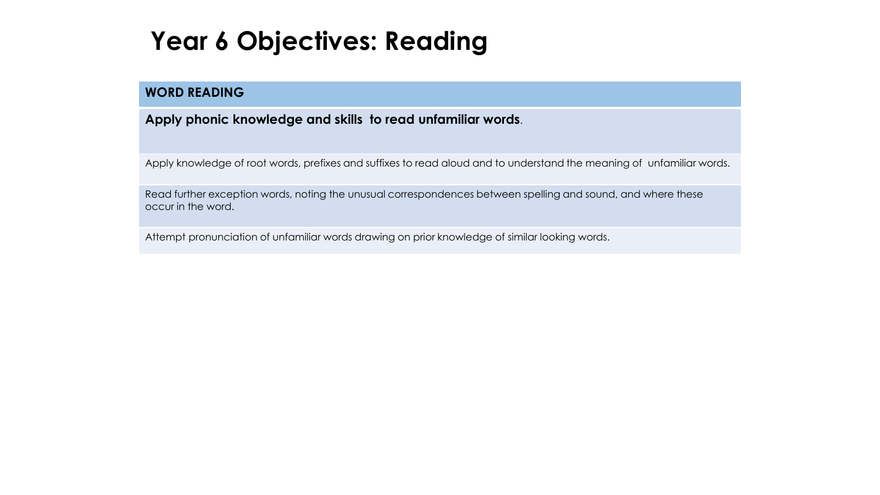# Year 6 Objectives: Reading

| WORD READING |
| --- |
| **Apply phonic knowledge and skills to read unfamiliar words**. |
| Apply knowledge of root words, prefixes and suffixes to read aloud and to understand the meaning of unfamiliar words. |
| Read further exception words, noting the unusual correspondences between spelling and sound, and where these occur in the word. |
| Attempt pronunciation of unfamiliar words drawing on prior knowledge of similar looking words. |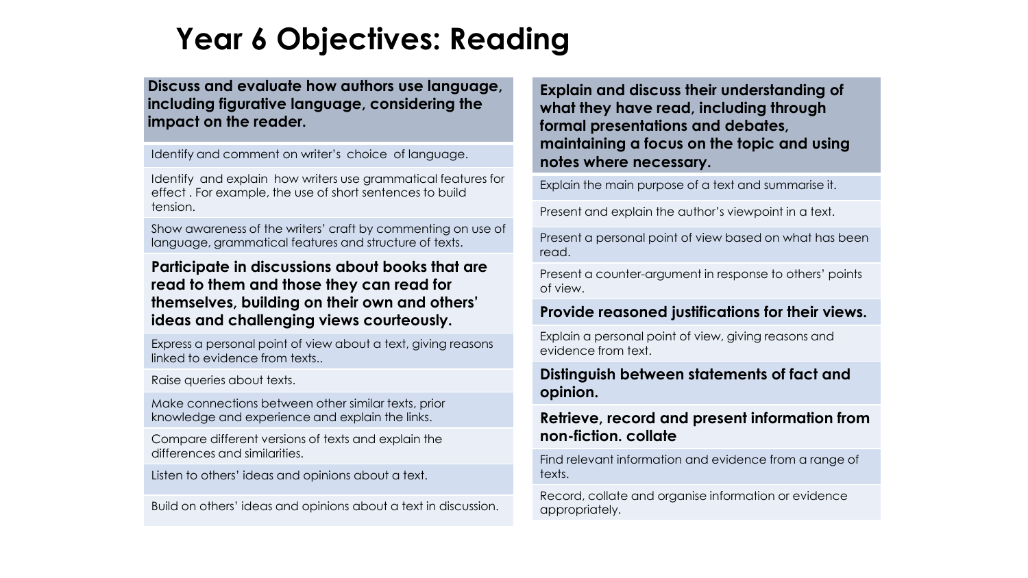# Year 6 Objectives: Reading

**Discuss and evaluate how authors use language, including figurative language, considering the impact on the reader.**

- Identify and comment on writer's choice of language.
- Identify and explain how writers use grammatical features for effect . For example, the use of short sentences to build tension.
- Show awareness of the writers' craft by commenting on use of language, grammatical features and structure of texts.

**Participate in discussions about books that are read to them and those they can read for themselves, building on their own and others' ideas and challenging views courteously.**

- Express a personal point of view about a text, giving reasons linked to evidence from texts..
- Raise queries about texts.
- Make connections between other similar texts, prior knowledge and experience and explain the links.
- Compare different versions of texts and explain the differences and similarities.
- Listen to others' ideas and opinions about a text.
- Build on others' ideas and opinions about a text in discussion.

**Explain and discuss their understanding of what they have read, including through formal presentations and debates, maintaining a focus on the topic and using notes where necessary.**

- Explain the main purpose of a text and summarise it.
- Present and explain the author's viewpoint in a text.
- Present a personal point of view based on what has been read.
- Present a counter-argument in response to others' points of view.

**Provide reasoned justifications for their views.**

- Explain a personal point of view, giving reasons and evidence from text.

**Distinguish between statements of fact and opinion.**

**Retrieve, record and present information from non-fiction. collate**

- Find relevant information and evidence from a range of texts.
- Record, collate and organise information or evidence appropriately.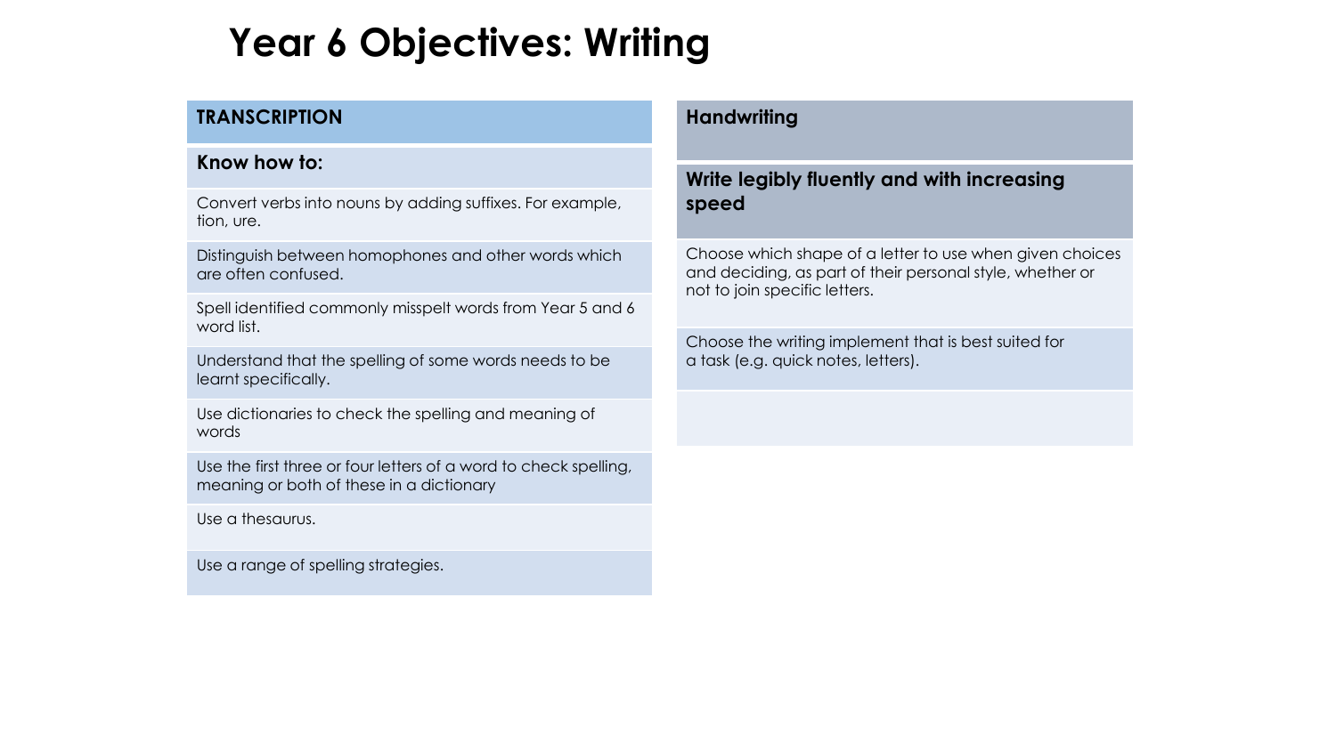# Year 6 Objectives: Writing

| TRANSCRIPTION |
| --- |
| **Know how to:** |
| Convert verbs into nouns by adding suffixes. For example, tion, ure. |
| Distinguish between homophones and other words which are often confused. |
| Spell identified commonly misspelt words from Year 5 and 6 word list. |
| Understand that the spelling of some words needs to be learnt specifically. |
| Use dictionaries to check the spelling and meaning of words |
| Use the first three or four letters of a word to check spelling, meaning or both of these in a dictionary |
| Use a thesaurus. |
| Use a range of spelling strategies. |

| Handwriting |
| --- |
| **Write legibly fluently and with increasing speed** |
| Choose which shape of a letter to use when given choices and deciding, as part of their personal style, whether or not to join specific letters. |
| Choose the writing implement that is best suited for a task (e.g. quick notes, letters). |
| |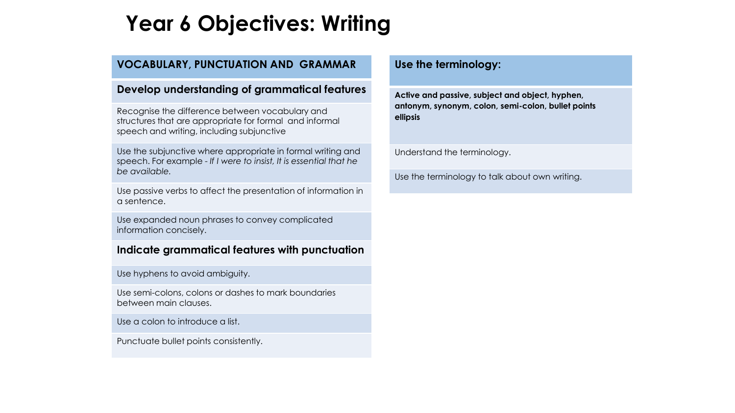# Year 6 Objectives: Writing

## VOCABULARY, PUNCTUATION AND GRAMMAR

### Develop understanding of grammatical features

- Recognise the difference between vocabulary and structures that are appropriate for formal and informal speech and writing, including subjunctive
- Use the subjunctive where appropriate in formal writing and speech. For example - *If I were to insist, It is essential that he be available.*
- Use passive verbs to affect the presentation of information in a sentence.
- Use expanded noun phrases to convey complicated information concisely.

### Indicate grammatical features with punctuation

- Use hyphens to avoid ambiguity.
- Use semi-colons, colons or dashes to mark boundaries between main clauses.
- Use a colon to introduce a list.
- Punctuate bullet points consistently.

## Use the terminology:

**Active and passive, subject and object, hyphen, antonym, synonym, colon, semi-colon, bullet points ellipsis**

- Understand the terminology.
- Use the terminology to talk about own writing.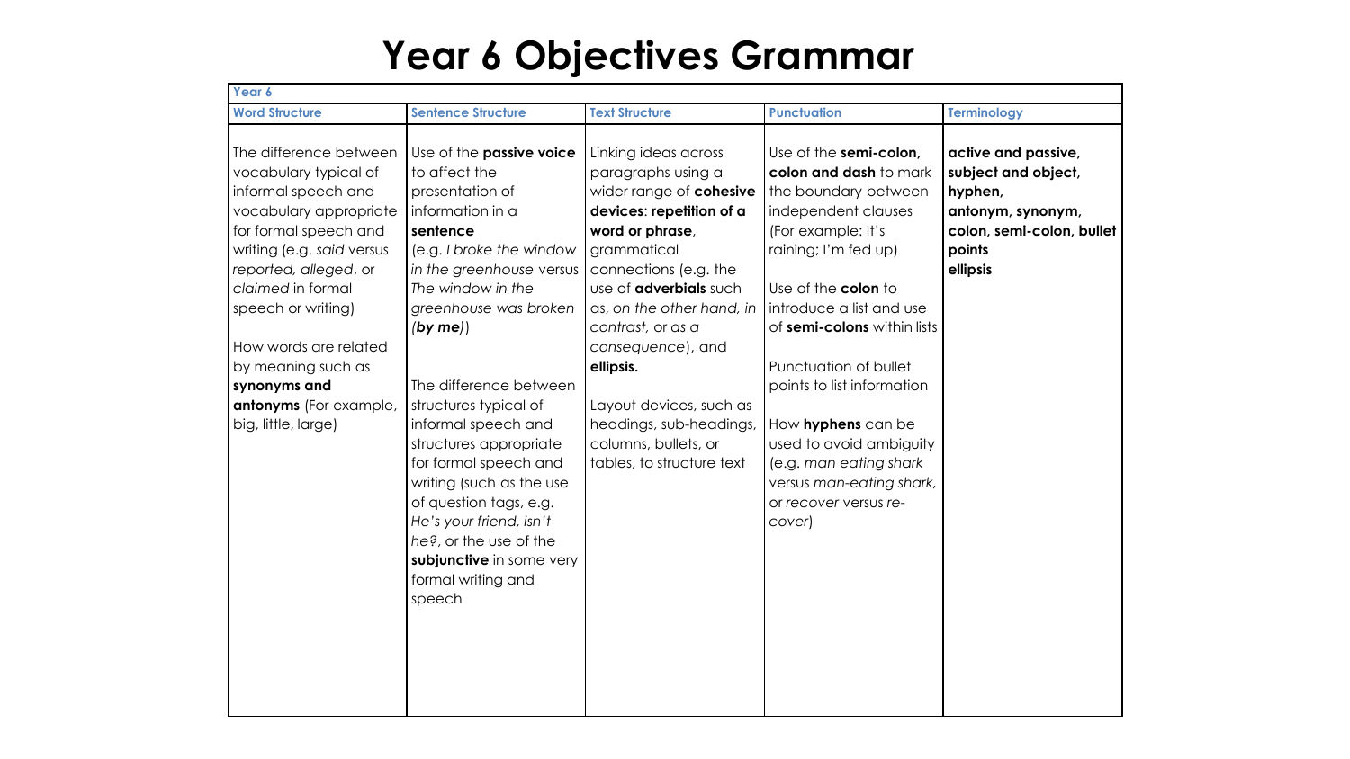# Year 6 Objectives Grammar

| Year 6 | | | | |
|---|---|---|---|---|
| **Word Structure** | **Sentence Structure** | **Text Structure** | **Punctuation** | **Terminology** |
| The difference between vocabulary typical of informal speech and vocabulary appropriate for formal speech and writing (e.g. *said* versus *reported*, *alleged*, or *claimed* in formal speech or writing)<br><br>How words are related by meaning such as **synonyms and antonyms** (For example, big, little, large) | Use of the **passive voice** to affect the presentation of information in a **sentence** (e.g. *I broke the window in the greenhouse* versus *The window in the greenhouse was broken* (***by me***))<br><br>The difference between structures typical of informal speech and structures appropriate for formal speech and writing (such as the use of question tags, e.g. *He's your friend, isn't he?*, or the use of the **subjunctive** in some very formal writing and speech | Linking ideas across paragraphs using a wider range of **cohesive devices**: **repetition of a word or phrase**, grammatical connections (e.g. the use of **adverbials** such as, *on the other hand, in contrast*, or *as a consequence*), and **ellipsis.**<br><br>Layout devices, such as headings, sub-headings, columns, bullets, or tables, to structure text | Use of the **semi-colon, colon and dash** to mark the boundary between independent clauses (For example: It's raining; I'm fed up)<br><br>Use of the **colon** to introduce a list and use of **semi-colons** within lists<br><br>Punctuation of bullet points to list information<br><br>How **hyphens** can be used to avoid ambiguity (e.g. *man eating shark* versus *man-eating shark*, or *recover* versus *re-cover*) | **active and passive, subject and object, hyphen, antonym, synonym, colon, semi-colon, bullet points ellipsis** |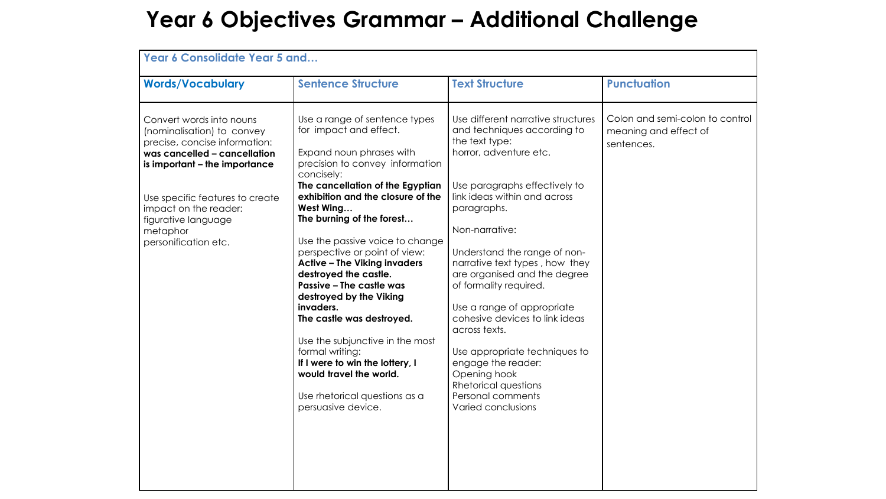# Year 6 Objectives Grammar – Additional Challenge

| Year 6 Consolidate Year 5 and… | | | |
|---|---|---|---|
| **Words/Vocabulary** | **Sentence Structure** | **Text Structure** | **Punctuation** |
| Convert words into nouns (nominalisation) to convey precise, concise information:<br>**was cancelled – cancellation**<br>**is important – the importance**<br><br>Use specific features to create impact on the reader:<br>figurative language<br>metaphor<br>personification etc. | Use a range of sentence types for impact and effect.<br><br>Expand noun phrases with precision to convey information concisely:<br>**The cancellation of the Egyptian exhibition and the closure of the West Wing…**<br>**The burning of the forest…**<br><br>Use the passive voice to change perspective or point of view:<br>**Active – The Viking invaders destroyed the castle.**<br>**Passive – The castle was destroyed by the Viking invaders.**<br>**The castle was destroyed.**<br><br>Use the subjunctive in the most formal writing:<br>**If I were to win the lottery, I would travel the world.**<br><br>Use rhetorical questions as a persuasive device. | Use different narrative structures and techniques according to the text type:<br>horror, adventure etc.<br><br>Use paragraphs effectively to link ideas within and across paragraphs.<br><br>Non-narrative:<br><br>Understand the range of non-narrative text types , how they are organised and the degree of formality required.<br><br>Use a range of appropriate cohesive devices to link ideas across texts.<br><br>Use appropriate techniques to engage the reader:<br>Opening hook<br>Rhetorical questions<br>Personal comments<br>Varied conclusions | Colon and semi-colon to control meaning and effect of sentences. |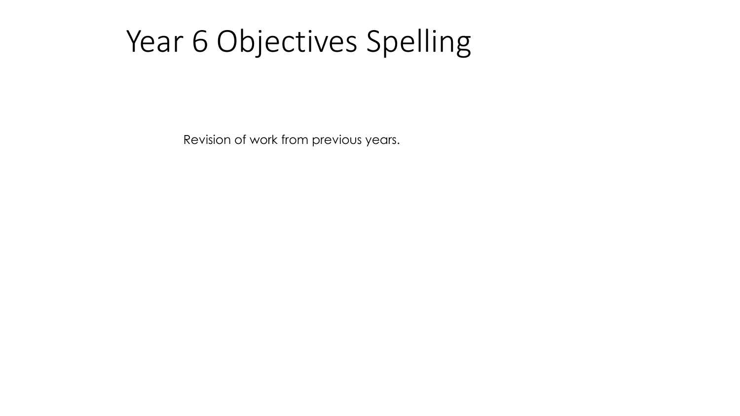# Year 6 Objectives Spelling

Revision of work from previous years.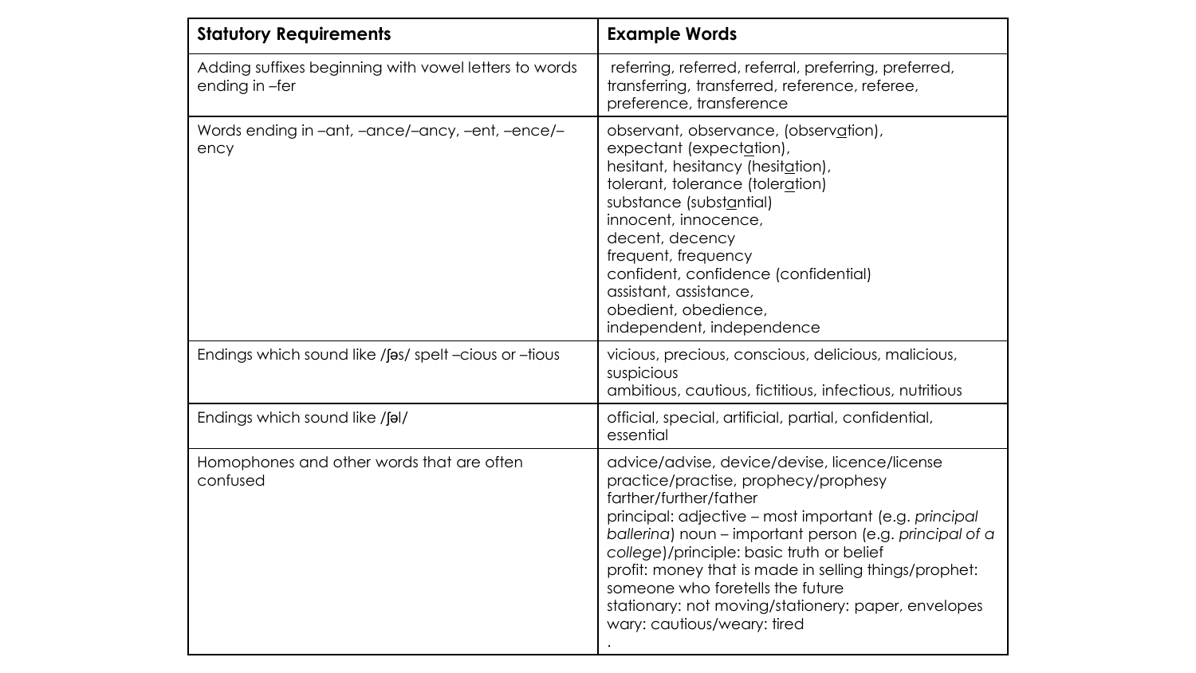| Statutory Requirements | Example Words |
| --- | --- |
| Adding suffixes beginning with vowel letters to words ending in –fer | referring, referred, referral, preferring, preferred, transferring, transferred, reference, referee, preference, transference |
| Words ending in –ant, –ance/–ancy, –ent, –ence/–ency | observant, observance, (observ<u>a</u>tion),<br>expectant (expect<u>a</u>tion),<br>hesitant, hesitancy (hesit<u>a</u>tion),<br>tolerant, tolerance (toler<u>a</u>tion)<br>substance (subst<u>a</u>ntial)<br>innocent, innocence,<br>decent, decency<br>frequent, frequency<br>confident, confidence (confidential)<br>assistant, assistance,<br>obedient, obedience,<br>independent, independence |
| Endings which sound like /ʃəs/ spelt –cious or –tious | vicious, precious, conscious, delicious, malicious, suspicious<br>ambitious, cautious, fictitious, infectious, nutritious |
| Endings which sound like /ʃəl/ | official, special, artificial, partial, confidential, essential |
| Homophones and other words that are often confused | advice/advise, device/devise, licence/license<br>practice/practise, prophecy/prophesy<br>farther/further/father<br>principal: adjective – most important (e.g. *principal ballerina*) noun – important person (e.g. *principal of a college*)/principle: basic truth or belief<br>profit: money that is made in selling things/prophet: someone who foretells the future<br>stationary: not moving/stationery: paper, envelopes<br>wary: cautious/weary: tired<br>. |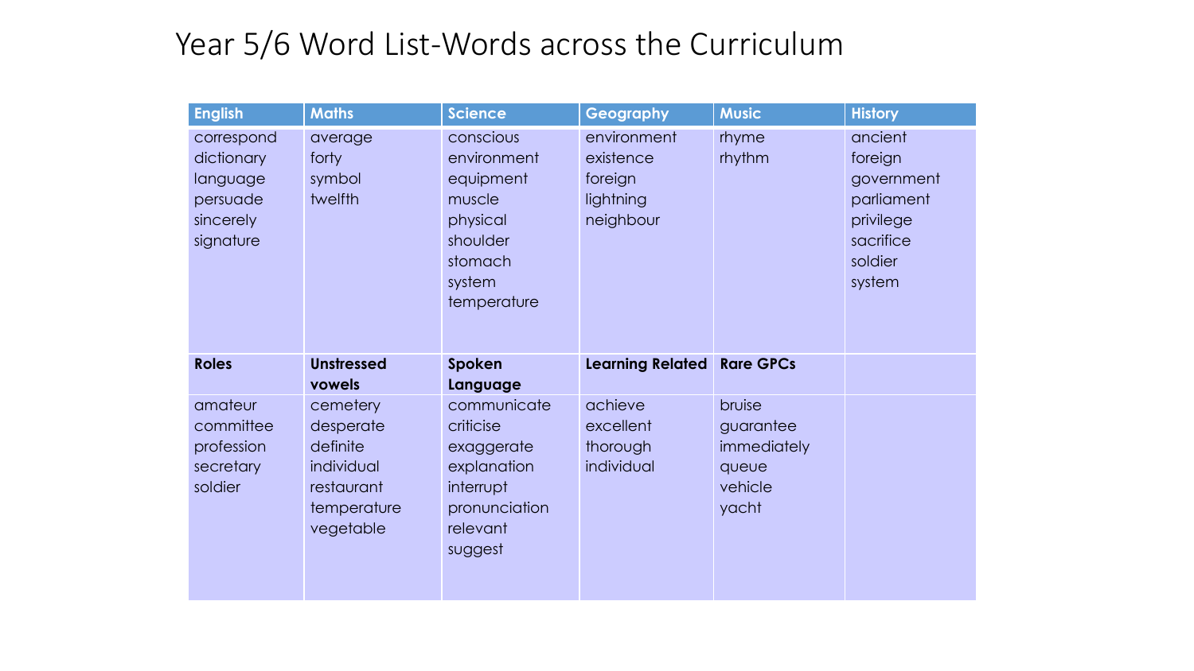# Year 5/6 Word List-Words across the Curriculum

| English | Maths | Science | Geography | Music | History |
|---|---|---|---|---|---|
| correspond<br>dictionary<br>language<br>persuade<br>sincerely<br>signature | average<br>forty<br>symbol<br>twelfth | conscious<br>environment<br>equipment<br>muscle<br>physical<br>shoulder<br>stomach<br>system<br>temperature | environment<br>existence<br>foreign<br>lightning<br>neighbour | rhyme<br>rhythm | ancient<br>foreign<br>government<br>parliament<br>privilege<br>sacrifice<br>soldier<br>system |
| **Roles** | **Unstressed vowels** | **Spoken Language** | **Learning Related** | **Rare GPCs** | |
| amateur<br>committee<br>profession<br>secretary<br>soldier | cemetery<br>desperate<br>definite<br>individual<br>restaurant<br>temperature<br>vegetable | communicate<br>criticise<br>exaggerate<br>explanation<br>interrupt<br>pronunciation<br>relevant<br>suggest | achieve<br>excellent<br>thorough<br>individual | bruise<br>guarantee<br>immediately<br>queue<br>vehicle<br>yacht | |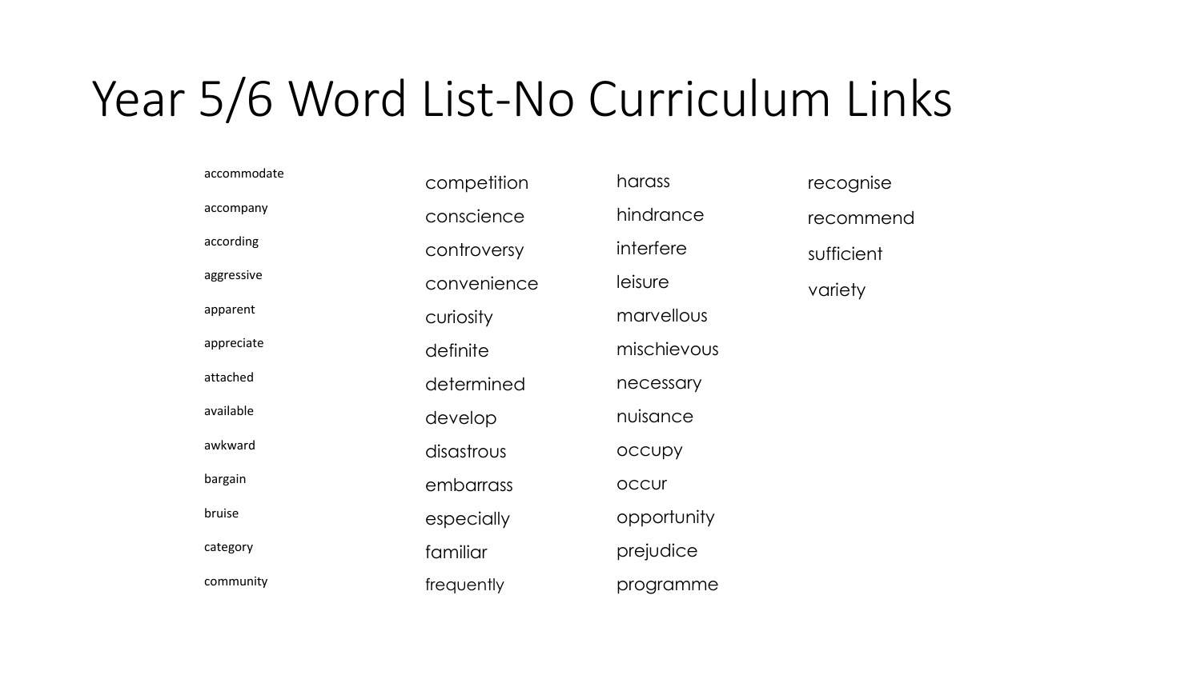# Year 5/6 Word List-No Curriculum Links

accommodate
accompany
according
aggressive
apparent
appreciate
attached
available
awkward
bargain
bruise
category
community

competition
conscience
controversy
convenience
curiosity
definite
determined
develop
disastrous
embarrass
especially
familiar
frequently

harass
hindrance
interfere
leisure
marvellous
mischievous
necessary
nuisance
occupy
occur
opportunity
prejudice
programme

recognise
recommend
sufficient
variety